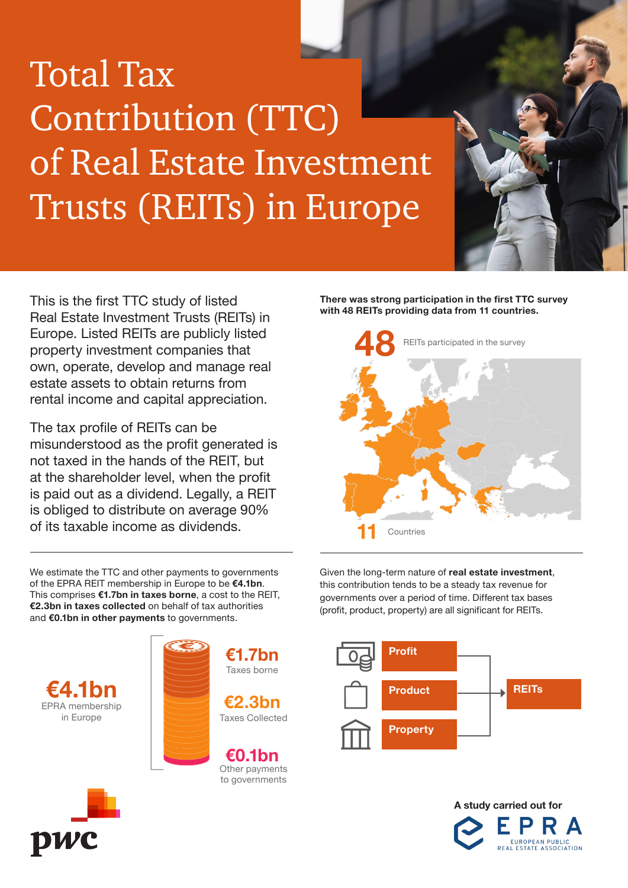# Total Tax Contribution (TTC) of Real Estate Investment Trusts (REITs) in Europe

This is the first TTC study of listed Real Estate Investment Trusts (REITs) in Europe. Listed REITs are publicly listed property investment companies that own, operate, develop and manage real estate assets to obtain returns from rental income and capital appreciation.

The tax profile of REITs can be misunderstood as the profit generated is not taxed in the hands of the REIT, but at the shareholder level, when the profit is paid out as a dividend. Legally, a REIT is obliged to distribute on average 90% of its taxable income as dividends.

**There was strong participation in the first TTC survey with 48 REITs providing data from 11 countries.**

**48** REITs participated in the survey

**11** Countries

We estimate the TTC and other payments to governments of the EPRA REIT membership in Europe to be **€4.1bn**. This comprises **€1.7bn in taxes borne**, a cost to the REIT, **€2.3bn in taxes collected** on behalf of tax authorities and **€0.1bn in other payments** to governments.

**€4.1bn**
EPRA membership in Europe

**€1.7bn**
Taxes borne

**€2.3bn**
Taxes Collected

**€0.1bn**
Other payments to governments

Given the long-term nature of **real estate investment**, this contribution tends to be a steady tax revenue for governments over a period of time. Different tax bases (profit, product, property) are all significant for REITs.

- **Profit**
- **Product**
- **Property**

→ **REITs**

A study carried out for

EPRA — European Public Real Estate Association

pwc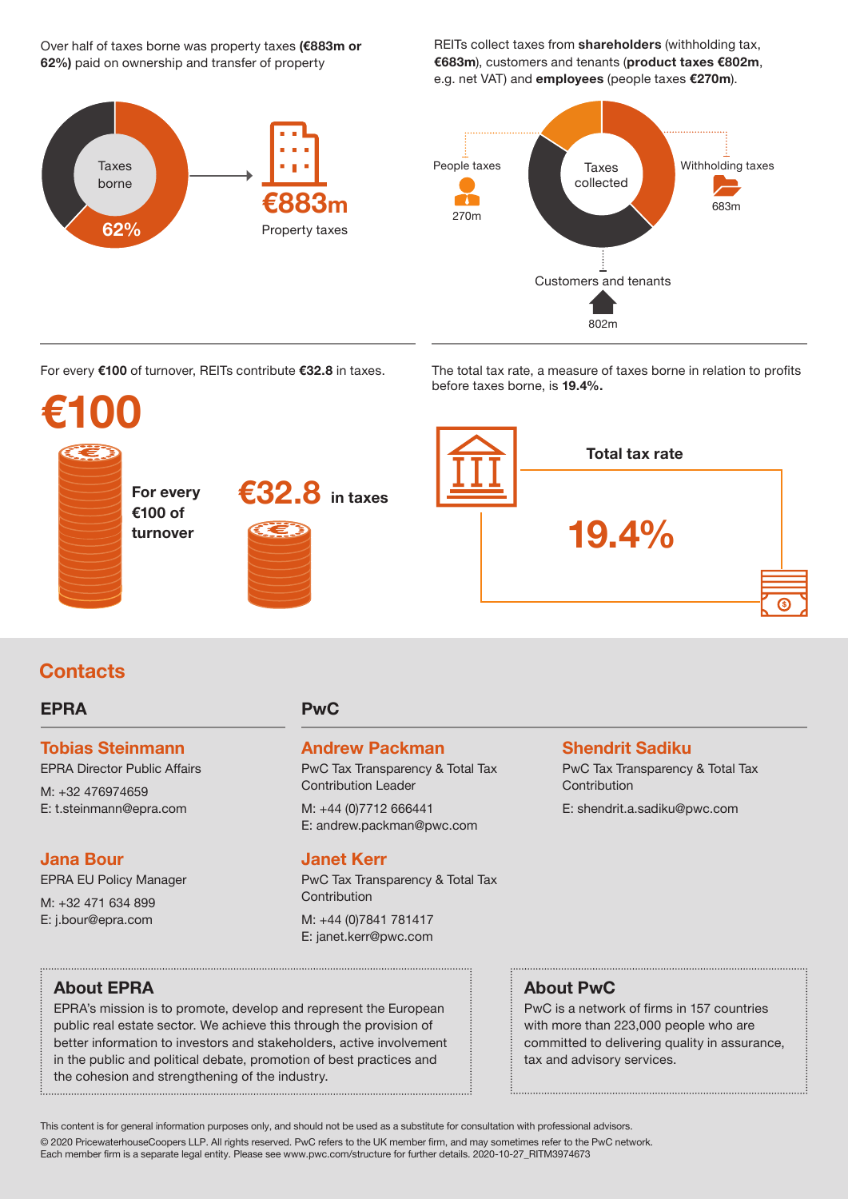Over half of taxes borne was property taxes **(€883m or 62%)** paid on ownership and transfer of property

Taxes borne

62%

**€883m**

Property taxes

REITs collect taxes from **shareholders** (withholding tax, **€683m**), customers and tenants (**product taxes €802m**, e.g. net VAT) and **employees** (people taxes **€270m**).

Taxes collected

People taxes

270m

Withholding taxes

683m

Customers and tenants

802m

For every **€100** of turnover, REITs contribute **€32.8** in taxes.

**€100**

**For every €100 of turnover**

**€32.8 in taxes**

The total tax rate, a measure of taxes borne in relation to profits before taxes borne, is **19.4%.**

**Total tax rate**

**19.4%**

## Contacts

### EPRA

**Tobias Steinmann**
EPRA Director Public Affairs
M: +32 476974659
E: t.steinmann@epra.com

**Jana Bour**
EPRA EU Policy Manager
M: +32 471 634 899
E: j.bour@epra.com

### PwC

**Andrew Packman**
PwC Tax Transparency & Total Tax Contribution Leader
M: +44 (0)7712 666441
E: andrew.packman@pwc.com

**Janet Kerr**
PwC Tax Transparency & Total Tax Contribution
M: +44 (0)7841 781417
E: janet.kerr@pwc.com

**Shendrit Sadiku**
PwC Tax Transparency & Total Tax Contribution
E: shendrit.a.sadiku@pwc.com

### About EPRA

EPRA's mission is to promote, develop and represent the European public real estate sector. We achieve this through the provision of better information to investors and stakeholders, active involvement in the public and political debate, promotion of best practices and the cohesion and strengthening of the industry.

### About PwC

PwC is a network of firms in 157 countries with more than 223,000 people who are committed to delivering quality in assurance, tax and advisory services.

This content is for general information purposes only, and should not be used as a substitute for consultation with professional advisors.

© 2020 PricewaterhouseCoopers LLP. All rights reserved. PwC refers to the UK member firm, and may sometimes refer to the PwC network. Each member firm is a separate legal entity. Please see www.pwc.com/structure for further details. 2020-10-27_RITM3974673